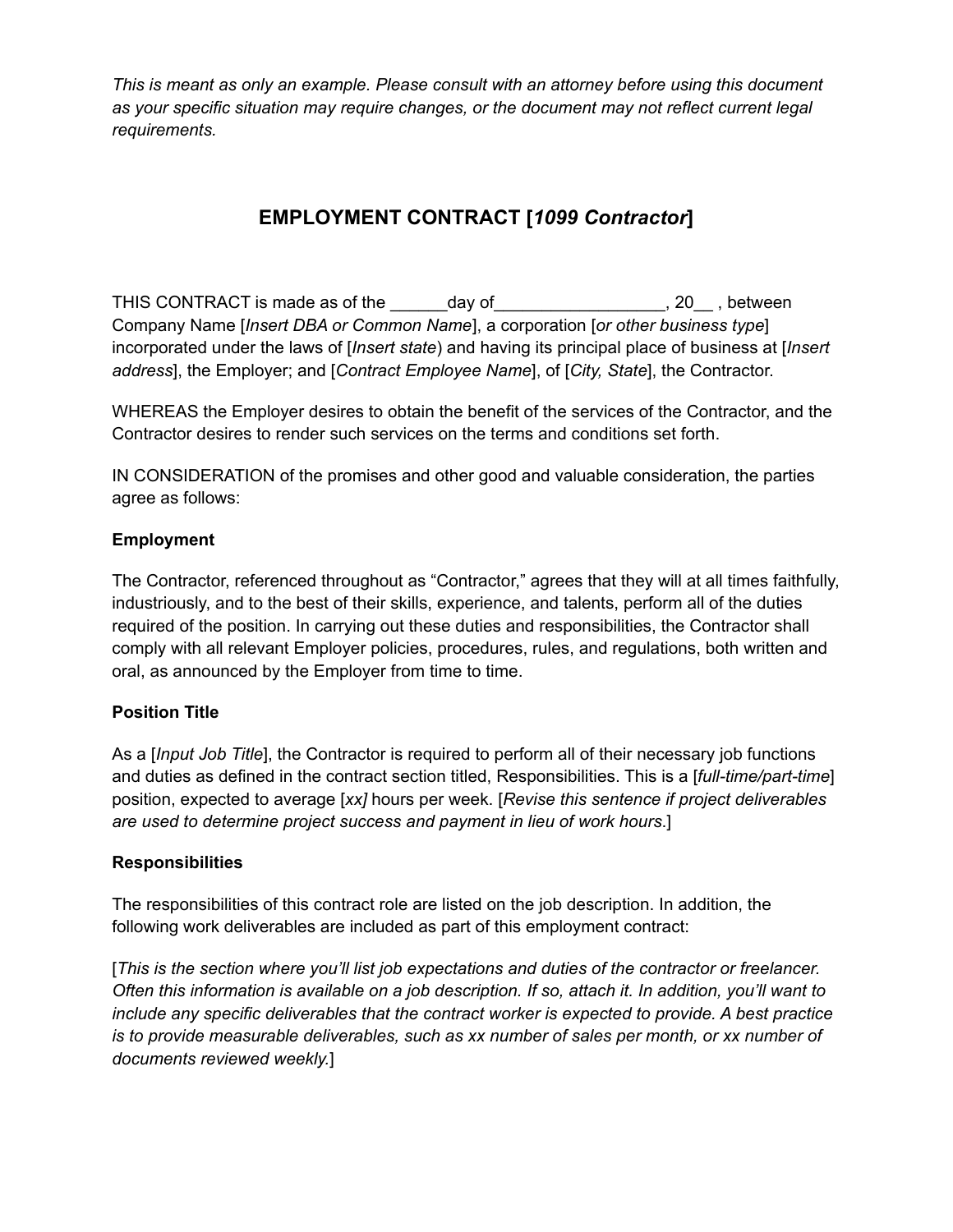*This is meant as only an example. Please consult with an attorney before using this document as your specific situation may require changes, or the document may not reflect current legal requirements.*

# EMPLOYMENT CONTRACT [*1099 Contractor*]

THIS CONTRACT is made as of the ______day of__________________, 20__ , between Company Name [*Insert DBA or Common Name*], a corporation [*or other business type*] incorporated under the laws of [*Insert state*) and having its principal place of business at [*Insert address*], the Employer; and [*Contract Employee Name*], of [*City, State*], the Contractor.

WHEREAS the Employer desires to obtain the benefit of the services of the Contractor, and the Contractor desires to render such services on the terms and conditions set forth.

IN CONSIDERATION of the promises and other good and valuable consideration, the parties agree as follows:

**Employment**

The Contractor, referenced throughout as "Contractor," agrees that they will at all times faithfully, industriously, and to the best of their skills, experience, and talents, perform all of the duties required of the position. In carrying out these duties and responsibilities, the Contractor shall comply with all relevant Employer policies, procedures, rules, and regulations, both written and oral, as announced by the Employer from time to time.

**Position Title**

As a [*Input Job Title*], the Contractor is required to perform all of their necessary job functions and duties as defined in the contract section titled, Responsibilities. This is a [*full-time/part-time*] position, expected to average [*xx]* hours per week. [*Revise this sentence if project deliverables are used to determine project success and payment in lieu of work hours*.]

**Responsibilities**

The responsibilities of this contract role are listed on the job description. In addition, the following work deliverables are included as part of this employment contract:

[*This is the section where you'll list job expectations and duties of the contractor or freelancer. Often this information is available on a job description. If so, attach it. In addition, you'll want to include any specific deliverables that the contract worker is expected to provide. A best practice is to provide measurable deliverables, such as xx number of sales per month, or xx number of documents reviewed weekly.*]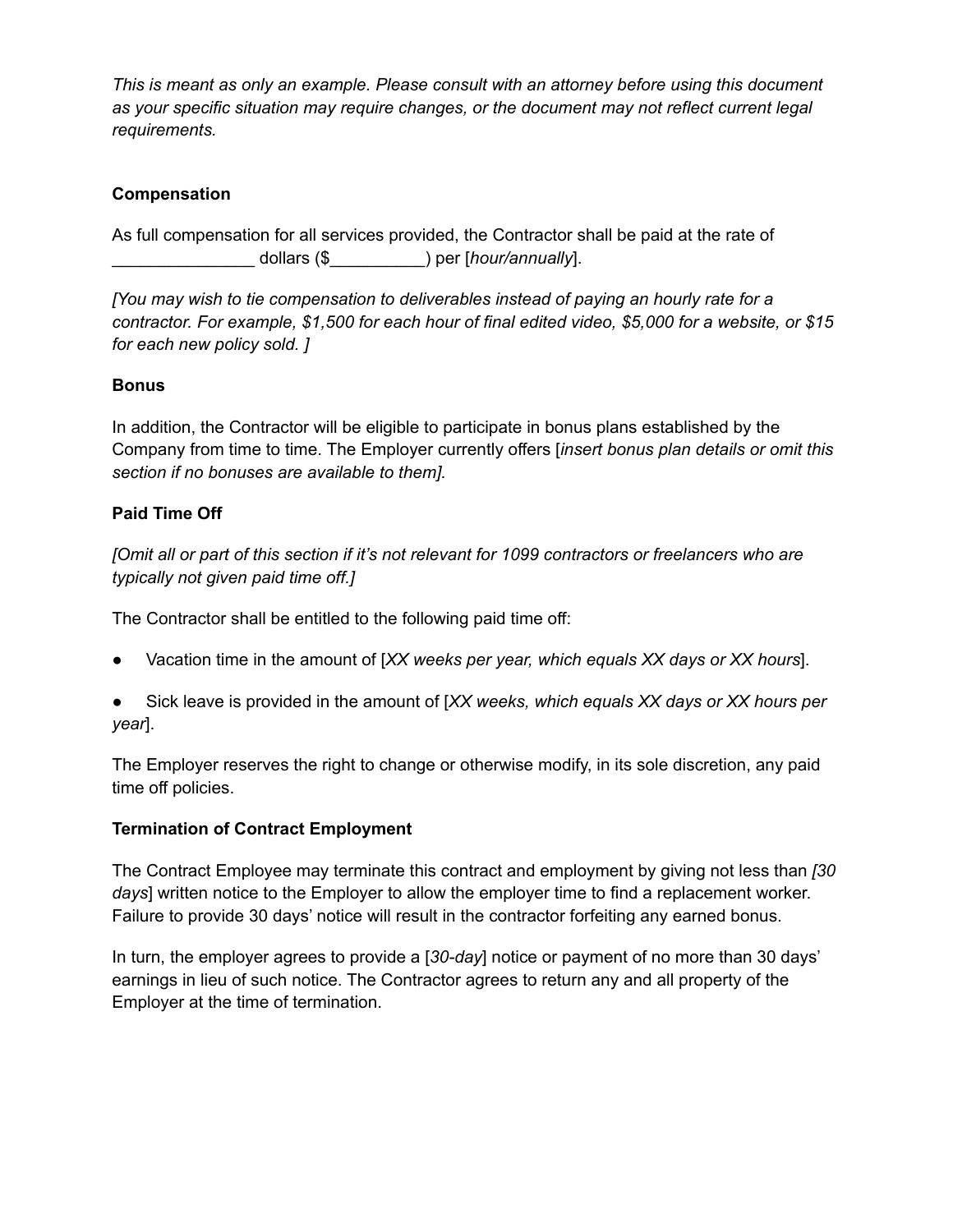*This is meant as only an example. Please consult with an attorney before using this document as your specific situation may require changes, or the document may not reflect current legal requirements.*

**Compensation**

As full compensation for all services provided, the Contractor shall be paid at the rate of _______________ dollars ($__________) per [*hour/annually*].

*[You may wish to tie compensation to deliverables instead of paying an hourly rate for a contractor. For example, $1,500 for each hour of final edited video, $5,000 for a website, or $15 for each new policy sold. ]*

**Bonus**

In addition, the Contractor will be eligible to participate in bonus plans established by the Company from time to time. The Employer currently offers [*insert bonus plan details or omit this section if no bonuses are available to them].*

**Paid Time Off**

*[Omit all or part of this section if it's not relevant for 1099 contractors or freelancers who are typically not given paid time off.]*

The Contractor shall be entitled to the following paid time off:

- Vacation time in the amount of [*XX weeks per year, which equals XX days or XX hours*].
- Sick leave is provided in the amount of [*XX weeks, which equals XX days or XX hours per year*].

The Employer reserves the right to change or otherwise modify, in its sole discretion, any paid time off policies.

**Termination of Contract Employment**

The Contract Employee may terminate this contract and employment by giving not less than *[30 days*] written notice to the Employer to allow the employer time to find a replacement worker. Failure to provide 30 days' notice will result in the contractor forfeiting any earned bonus.

In turn, the employer agrees to provide a [*30-day*] notice or payment of no more than 30 days' earnings in lieu of such notice. The Contractor agrees to return any and all property of the Employer at the time of termination.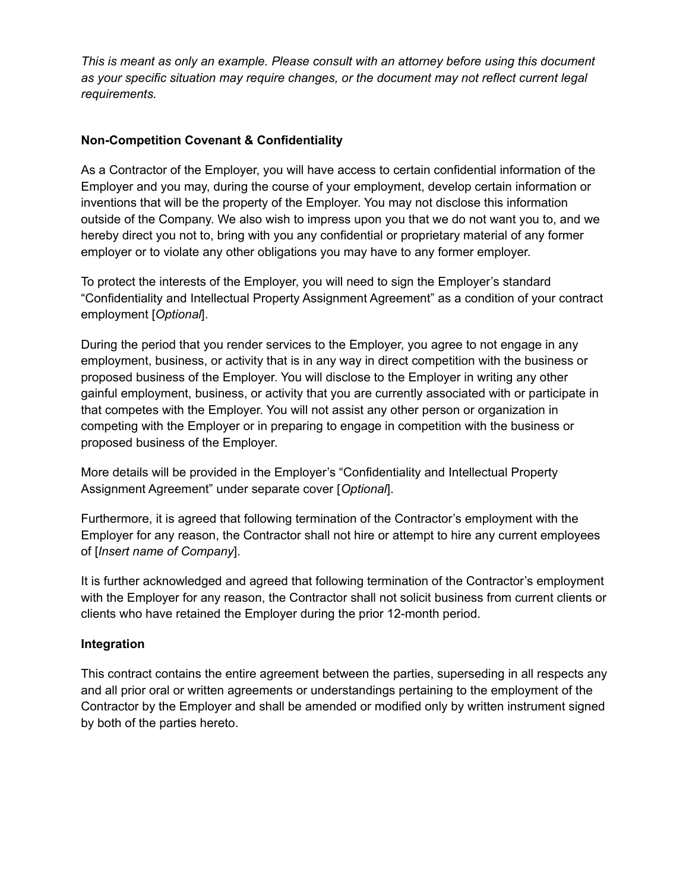*This is meant as only an example. Please consult with an attorney before using this document as your specific situation may require changes, or the document may not reflect current legal requirements.*

**Non-Competition Covenant & Confidentiality**

As a Contractor of the Employer, you will have access to certain confidential information of the Employer and you may, during the course of your employment, develop certain information or inventions that will be the property of the Employer. You may not disclose this information outside of the Company. We also wish to impress upon you that we do not want you to, and we hereby direct you not to, bring with you any confidential or proprietary material of any former employer or to violate any other obligations you may have to any former employer.

To protect the interests of the Employer, you will need to sign the Employer's standard "Confidentiality and Intellectual Property Assignment Agreement" as a condition of your contract employment [*Optional*].

During the period that you render services to the Employer, you agree to not engage in any employment, business, or activity that is in any way in direct competition with the business or proposed business of the Employer. You will disclose to the Employer in writing any other gainful employment, business, or activity that you are currently associated with or participate in that competes with the Employer. You will not assist any other person or organization in competing with the Employer or in preparing to engage in competition with the business or proposed business of the Employer.

More details will be provided in the Employer's "Confidentiality and Intellectual Property Assignment Agreement" under separate cover [*Optional*].

Furthermore, it is agreed that following termination of the Contractor's employment with the Employer for any reason, the Contractor shall not hire or attempt to hire any current employees of [*Insert name of Company*].

It is further acknowledged and agreed that following termination of the Contractor's employment with the Employer for any reason, the Contractor shall not solicit business from current clients or clients who have retained the Employer during the prior 12-month period.

**Integration**

This contract contains the entire agreement between the parties, superseding in all respects any and all prior oral or written agreements or understandings pertaining to the employment of the Contractor by the Employer and shall be amended or modified only by written instrument signed by both of the parties hereto.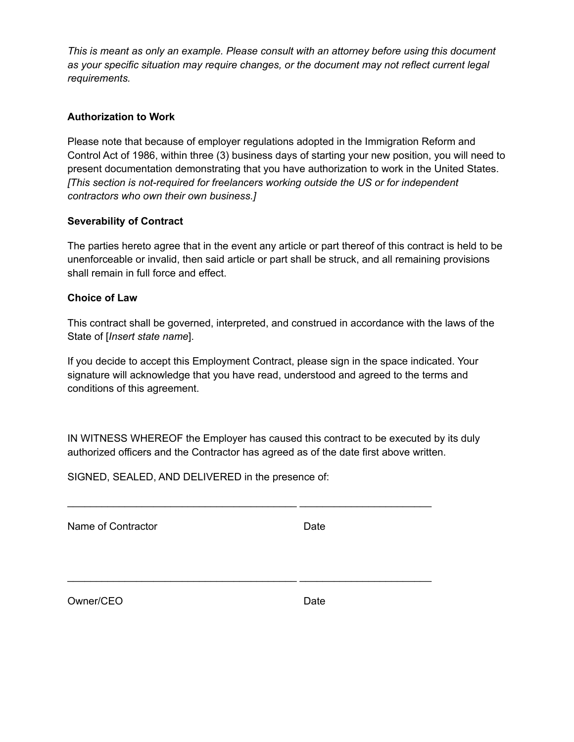*This is meant as only an example. Please consult with an attorney before using this document as your specific situation may require changes, or the document may not reflect current legal requirements.*

**Authorization to Work**

Please note that because of employer regulations adopted in the Immigration Reform and Control Act of 1986, within three (3) business days of starting your new position, you will need to present documentation demonstrating that you have authorization to work in the United States. *[This section is not-required for freelancers working outside the US or for independent contractors who own their own business.]*

**Severability of Contract**

The parties hereto agree that in the event any article or part thereof of this contract is held to be unenforceable or invalid, then said article or part shall be struck, and all remaining provisions shall remain in full force and effect.

**Choice of Law**

This contract shall be governed, interpreted, and construed in accordance with the laws of the State of [*Insert state name*].

If you decide to accept this Employment Contract, please sign in the space indicated. Your signature will acknowledge that you have read, understood and agreed to the terms and conditions of this agreement.

IN WITNESS WHEREOF the Employer has caused this contract to be executed by its duly authorized officers and the Contractor has agreed as of the date first above written.

SIGNED, SEALED, AND DELIVERED in the presence of:

\_\_\_\_\_\_\_\_\_\_\_\_\_\_\_\_\_\_\_\_\_\_\_\_\_\_\_\_\_\_\_\_\_\_\_\_\_\_\_\_ \_\_\_\_\_\_\_\_\_\_\_\_\_\_\_\_\_\_\_\_\_\_\_

Name of Contractor Date

\_\_\_\_\_\_\_\_\_\_\_\_\_\_\_\_\_\_\_\_\_\_\_\_\_\_\_\_\_\_\_\_\_\_\_\_\_\_\_\_ \_\_\_\_\_\_\_\_\_\_\_\_\_\_\_\_\_\_\_\_\_\_\_

Owner/CEO Date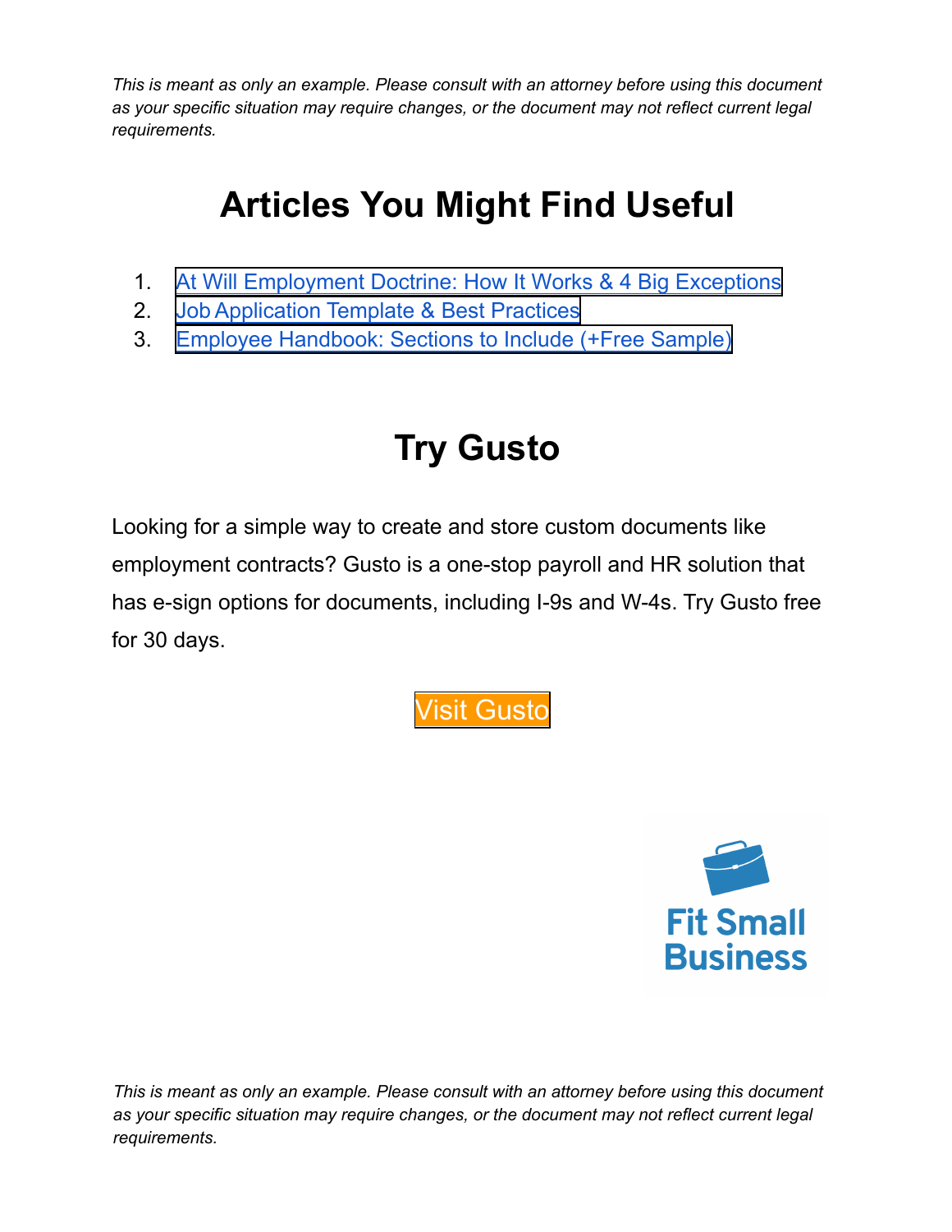*This is meant as only an example. Please consult with an attorney before using this document as your specific situation may require changes, or the document may not reflect current legal requirements.*

# Articles You Might Find Useful

1. At Will Employment Doctrine: How It Works & 4 Big Exceptions
2. Job Application Template & Best Practices
3. Employee Handbook: Sections to Include (+Free Sample)

# Try Gusto

Looking for a simple way to create and store custom documents like employment contracts? Gusto is a one-stop payroll and HR solution that has e-sign options for documents, including I-9s and W-4s. Try Gusto free for 30 days.

Visit Gusto

Fit Small Business

*This is meant as only an example. Please consult with an attorney before using this document as your specific situation may require changes, or the document may not reflect current legal requirements.*